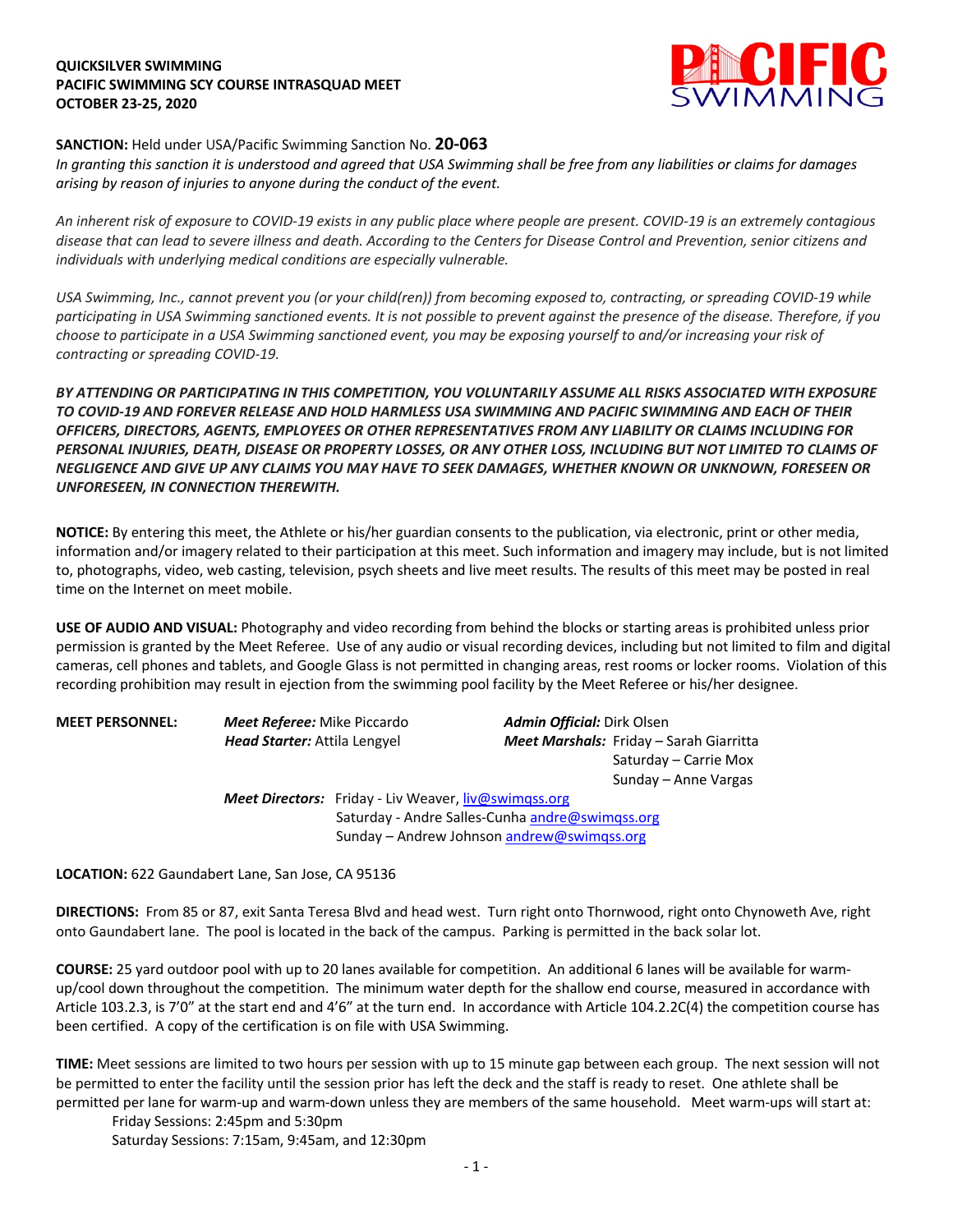**QUICKSILVER SWIMMING**
**PACIFIC SWIMMING SCY COURSE INTRASQUAD MEET**
**OCTOBER 23-25, 2020**

**SANCTION:** Held under USA/Pacific Swimming Sanction No. **20-063**
*In granting this sanction it is understood and agreed that USA Swimming shall be free from any liabilities or claims for damages arising by reason of injuries to anyone during the conduct of the event.*

*An inherent risk of exposure to COVID-19 exists in any public place where people are present. COVID-19 is an extremely contagious disease that can lead to severe illness and death. According to the Centers for Disease Control and Prevention, senior citizens and individuals with underlying medical conditions are especially vulnerable.*

*USA Swimming, Inc., cannot prevent you (or your child(ren)) from becoming exposed to, contracting, or spreading COVID-19 while participating in USA Swimming sanctioned events. It is not possible to prevent against the presence of the disease. Therefore, if you choose to participate in a USA Swimming sanctioned event, you may be exposing yourself to and/or increasing your risk of contracting or spreading COVID-19.*

***BY ATTENDING OR PARTICIPATING IN THIS COMPETITION, YOU VOLUNTARILY ASSUME ALL RISKS ASSOCIATED WITH EXPOSURE TO COVID-19 AND FOREVER RELEASE AND HOLD HARMLESS USA SWIMMING AND PACIFIC SWIMMING AND EACH OF THEIR OFFICERS, DIRECTORS, AGENTS, EMPLOYEES OR OTHER REPRESENTATIVES FROM ANY LIABILITY OR CLAIMS INCLUDING FOR PERSONAL INJURIES, DEATH, DISEASE OR PROPERTY LOSSES, OR ANY OTHER LOSS, INCLUDING BUT NOT LIMITED TO CLAIMS OF NEGLIGENCE AND GIVE UP ANY CLAIMS YOU MAY HAVE TO SEEK DAMAGES, WHETHER KNOWN OR UNKNOWN, FORESEEN OR UNFORESEEN, IN CONNECTION THEREWITH.***

**NOTICE:** By entering this meet, the Athlete or his/her guardian consents to the publication, via electronic, print or other media, information and/or imagery related to their participation at this meet. Such information and imagery may include, but is not limited to, photographs, video, web casting, television, psych sheets and live meet results. The results of this meet may be posted in real time on the Internet on meet mobile.

**USE OF AUDIO AND VISUAL:** Photography and video recording from behind the blocks or starting areas is prohibited unless prior permission is granted by the Meet Referee. Use of any audio or visual recording devices, including but not limited to film and digital cameras, cell phones and tablets, and Google Glass is not permitted in changing areas, rest rooms or locker rooms. Violation of this recording prohibition may result in ejection from the swimming pool facility by the Meet Referee or his/her designee.

**MEET PERSONNEL:**
***Meet Referee:*** Mike Piccardo
***Head Starter:*** Attila Lengyel
***Admin Official:*** Dirk Olsen
***Meet Marshals:*** Friday – Sarah Giarritta; Saturday – Carrie Mox; Sunday – Anne Vargas
***Meet Directors:*** Friday - Liv Weaver, liv@swimqss.org
Saturday - Andre Salles-Cunha andre@swimqss.org
Sunday – Andrew Johnson andrew@swimqss.org

**LOCATION:** 622 Gaundabert Lane, San Jose, CA 95136

**DIRECTIONS:** From 85 or 87, exit Santa Teresa Blvd and head west. Turn right onto Thornwood, right onto Chynoweth Ave, right onto Gaundabert lane. The pool is located in the back of the campus. Parking is permitted in the back solar lot.

**COURSE:** 25 yard outdoor pool with up to 20 lanes available for competition. An additional 6 lanes will be available for warm-up/cool down throughout the competition. The minimum water depth for the shallow end course, measured in accordance with Article 103.2.3, is 7'0" at the start end and 4'6" at the turn end. In accordance with Article 104.2.2C(4) the competition course has been certified. A copy of the certification is on file with USA Swimming.

**TIME:** Meet sessions are limited to two hours per session with up to 15 minute gap between each group. The next session will not be permitted to enter the facility until the session prior has left the deck and the staff is ready to reset. One athlete shall be permitted per lane for warm-up and warm-down unless they are members of the same household. Meet warm-ups will start at:

Friday Sessions: 2:45pm and 5:30pm
Saturday Sessions: 7:15am, 9:45am, and 12:30pm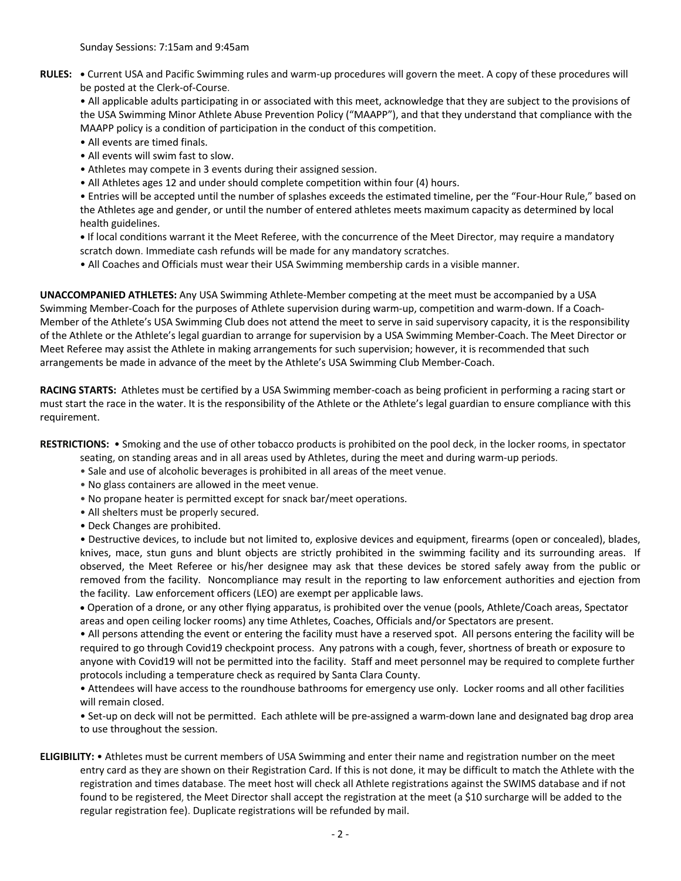Sunday Sessions: 7:15am and 9:45am

**RULES:** • Current USA and Pacific Swimming rules and warm-up procedures will govern the meet. A copy of these procedures will be posted at the Clerk-of-Course.

• All applicable adults participating in or associated with this meet, acknowledge that they are subject to the provisions of the USA Swimming Minor Athlete Abuse Prevention Policy ("MAAPP"), and that they understand that compliance with the MAAPP policy is a condition of participation in the conduct of this competition.

• All events are timed finals.

• All events will swim fast to slow.

• Athletes may compete in 3 events during their assigned session.

• All Athletes ages 12 and under should complete competition within four (4) hours.

• Entries will be accepted until the number of splashes exceeds the estimated timeline, per the "Four-Hour Rule," based on the Athletes age and gender, or until the number of entered athletes meets maximum capacity as determined by local health guidelines.

• If local conditions warrant it the Meet Referee, with the concurrence of the Meet Director, may require a mandatory scratch down. Immediate cash refunds will be made for any mandatory scratches.

• All Coaches and Officials must wear their USA Swimming membership cards in a visible manner.

**UNACCOMPANIED ATHLETES:** Any USA Swimming Athlete-Member competing at the meet must be accompanied by a USA Swimming Member-Coach for the purposes of Athlete supervision during warm-up, competition and warm-down. If a Coach-Member of the Athlete's USA Swimming Club does not attend the meet to serve in said supervisory capacity, it is the responsibility of the Athlete or the Athlete's legal guardian to arrange for supervision by a USA Swimming Member-Coach. The Meet Director or Meet Referee may assist the Athlete in making arrangements for such supervision; however, it is recommended that such arrangements be made in advance of the meet by the Athlete's USA Swimming Club Member-Coach.

**RACING STARTS:** Athletes must be certified by a USA Swimming member-coach as being proficient in performing a racing start or must start the race in the water. It is the responsibility of the Athlete or the Athlete's legal guardian to ensure compliance with this requirement.

**RESTRICTIONS:** • Smoking and the use of other tobacco products is prohibited on the pool deck, in the locker rooms, in spectator seating, on standing areas and in all areas used by Athletes, during the meet and during warm-up periods.

• Sale and use of alcoholic beverages is prohibited in all areas of the meet venue.

• No glass containers are allowed in the meet venue.

• No propane heater is permitted except for snack bar/meet operations.

• All shelters must be properly secured.

• Deck Changes are prohibited.

• Destructive devices, to include but not limited to, explosive devices and equipment, firearms (open or concealed), blades, knives, mace, stun guns and blunt objects are strictly prohibited in the swimming facility and its surrounding areas. If observed, the Meet Referee or his/her designee may ask that these devices be stored safely away from the public or removed from the facility. Noncompliance may result in the reporting to law enforcement authorities and ejection from the facility. Law enforcement officers (LEO) are exempt per applicable laws.

• Operation of a drone, or any other flying apparatus, is prohibited over the venue (pools, Athlete/Coach areas, Spectator areas and open ceiling locker rooms) any time Athletes, Coaches, Officials and/or Spectators are present.

• All persons attending the event or entering the facility must have a reserved spot. All persons entering the facility will be required to go through Covid19 checkpoint process. Any patrons with a cough, fever, shortness of breath or exposure to anyone with Covid19 will not be permitted into the facility. Staff and meet personnel may be required to complete further protocols including a temperature check as required by Santa Clara County.

• Attendees will have access to the roundhouse bathrooms for emergency use only. Locker rooms and all other facilities will remain closed.

• Set-up on deck will not be permitted. Each athlete will be pre-assigned a warm-down lane and designated bag drop area to use throughout the session.

**ELIGIBILITY:** • Athletes must be current members of USA Swimming and enter their name and registration number on the meet entry card as they are shown on their Registration Card. If this is not done, it may be difficult to match the Athlete with the registration and times database. The meet host will check all Athlete registrations against the SWIMS database and if not found to be registered, the Meet Director shall accept the registration at the meet (a $10 surcharge will be added to the regular registration fee). Duplicate registrations will be refunded by mail.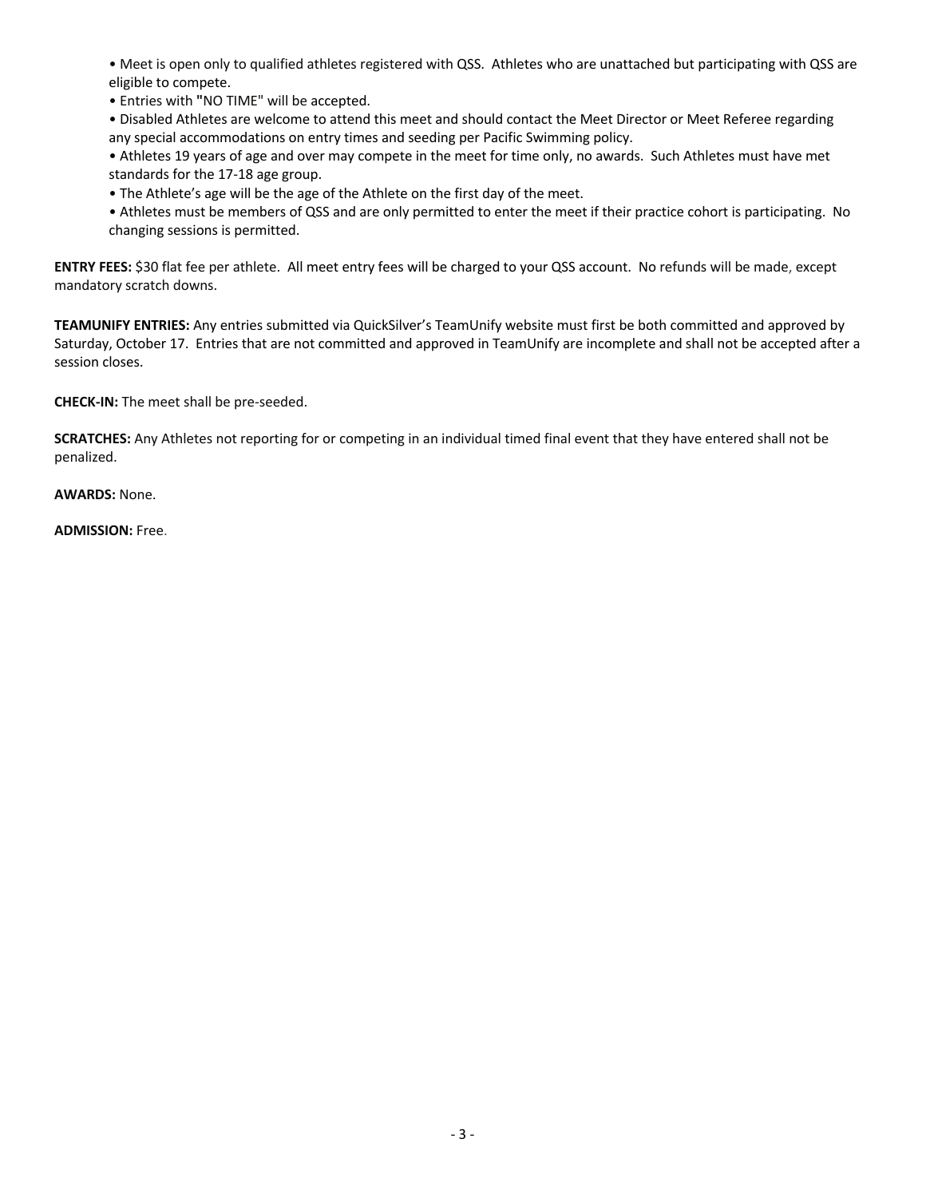- Meet is open only to qualified athletes registered with QSS. Athletes who are unattached but participating with QSS are eligible to compete.
- Entries with "NO TIME" will be accepted.
- Disabled Athletes are welcome to attend this meet and should contact the Meet Director or Meet Referee regarding any special accommodations on entry times and seeding per Pacific Swimming policy.
- Athletes 19 years of age and over may compete in the meet for time only, no awards. Such Athletes must have met standards for the 17-18 age group.
- The Athlete's age will be the age of the Athlete on the first day of the meet.
- Athletes must be members of QSS and are only permitted to enter the meet if their practice cohort is participating. No changing sessions is permitted.

**ENTRY FEES:** $30 flat fee per athlete. All meet entry fees will be charged to your QSS account. No refunds will be made, except mandatory scratch downs.

**TEAMUNIFY ENTRIES:** Any entries submitted via QuickSilver's TeamUnify website must first be both committed and approved by Saturday, October 17. Entries that are not committed and approved in TeamUnify are incomplete and shall not be accepted after a session closes.

**CHECK-IN:** The meet shall be pre-seeded.

**SCRATCHES:** Any Athletes not reporting for or competing in an individual timed final event that they have entered shall not be penalized.

**AWARDS:** None.

**ADMISSION:** Free.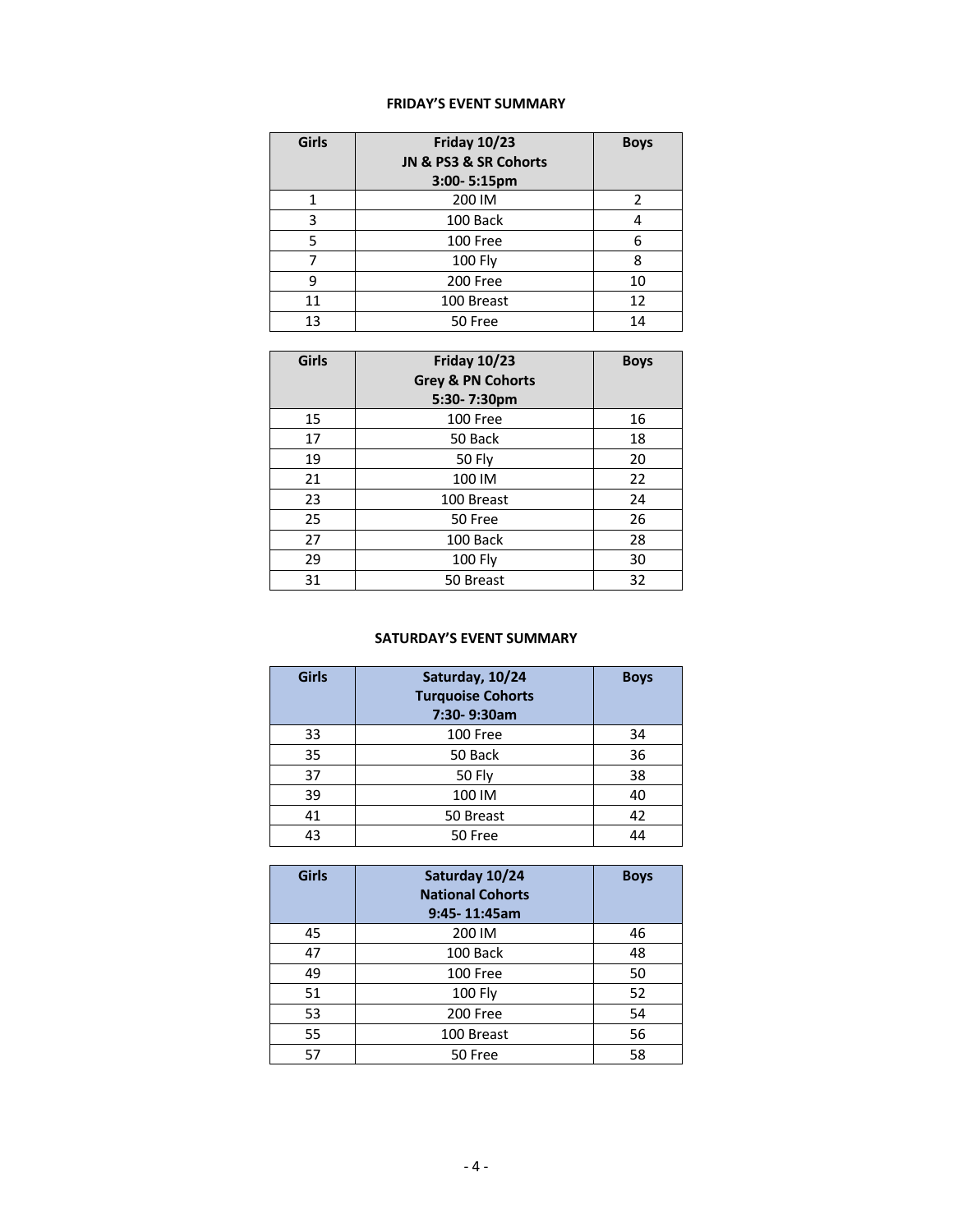### FRIDAY'S EVENT SUMMARY

| Girls | Friday 10/23<br>JN & PS3 & SR Cohorts<br>3:00- 5:15pm | Boys |
|---|---|---|
| 1 | 200 IM | 2 |
| 3 | 100 Back | 4 |
| 5 | 100 Free | 6 |
| 7 | 100 Fly | 8 |
| 9 | 200 Free | 10 |
| 11 | 100 Breast | 12 |
| 13 | 50 Free | 14 |

| Girls | Friday 10/23<br>Grey & PN Cohorts<br>5:30- 7:30pm | Boys |
|---|---|---|
| 15 | 100 Free | 16 |
| 17 | 50 Back | 18 |
| 19 | 50 Fly | 20 |
| 21 | 100 IM | 22 |
| 23 | 100 Breast | 24 |
| 25 | 50 Free | 26 |
| 27 | 100 Back | 28 |
| 29 | 100 Fly | 30 |
| 31 | 50 Breast | 32 |

### SATURDAY'S EVENT SUMMARY

| Girls | Saturday, 10/24<br>Turquoise Cohorts<br>7:30- 9:30am | Boys |
|---|---|---|
| 33 | 100 Free | 34 |
| 35 | 50 Back | 36 |
| 37 | 50 Fly | 38 |
| 39 | 100 IM | 40 |
| 41 | 50 Breast | 42 |
| 43 | 50 Free | 44 |

| Girls | Saturday 10/24<br>National Cohorts<br>9:45- 11:45am | Boys |
|---|---|---|
| 45 | 200 IM | 46 |
| 47 | 100 Back | 48 |
| 49 | 100 Free | 50 |
| 51 | 100 Fly | 52 |
| 53 | 200 Free | 54 |
| 55 | 100 Breast | 56 |
| 57 | 50 Free | 58 |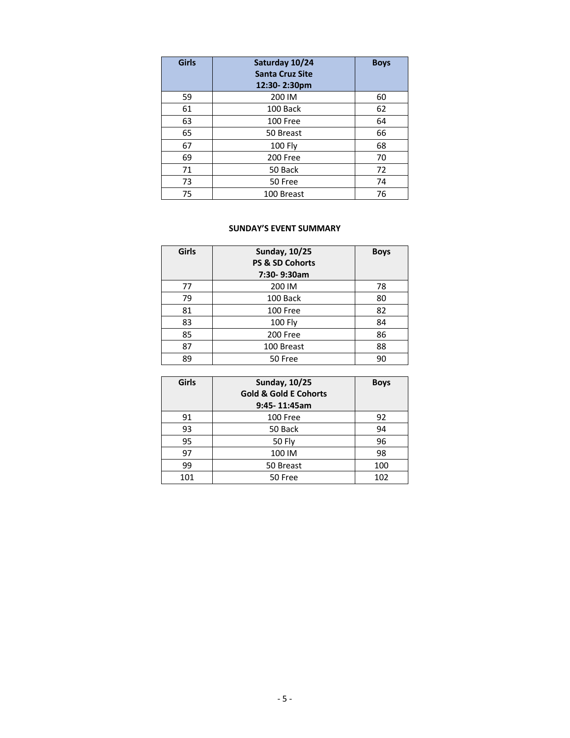| Girls | Saturday 10/24<br>Santa Cruz Site<br>12:30- 2:30pm | Boys |
|---|---|---|
| 59 | 200 IM | 60 |
| 61 | 100 Back | 62 |
| 63 | 100 Free | 64 |
| 65 | 50 Breast | 66 |
| 67 | 100 Fly | 68 |
| 69 | 200 Free | 70 |
| 71 | 50 Back | 72 |
| 73 | 50 Free | 74 |
| 75 | 100 Breast | 76 |

**SUNDAY'S EVENT SUMMARY**

| Girls | Sunday, 10/25<br>PS & SD Cohorts<br>7:30- 9:30am | Boys |
|---|---|---|
| 77 | 200 IM | 78 |
| 79 | 100 Back | 80 |
| 81 | 100 Free | 82 |
| 83 | 100 Fly | 84 |
| 85 | 200 Free | 86 |
| 87 | 100 Breast | 88 |
| 89 | 50 Free | 90 |

| Girls | Sunday, 10/25<br>Gold & Gold E Cohorts<br>9:45- 11:45am | Boys |
|---|---|---|
| 91 | 100 Free | 92 |
| 93 | 50 Back | 94 |
| 95 | 50 Fly | 96 |
| 97 | 100 IM | 98 |
| 99 | 50 Breast | 100 |
| 101 | 50 Free | 102 |